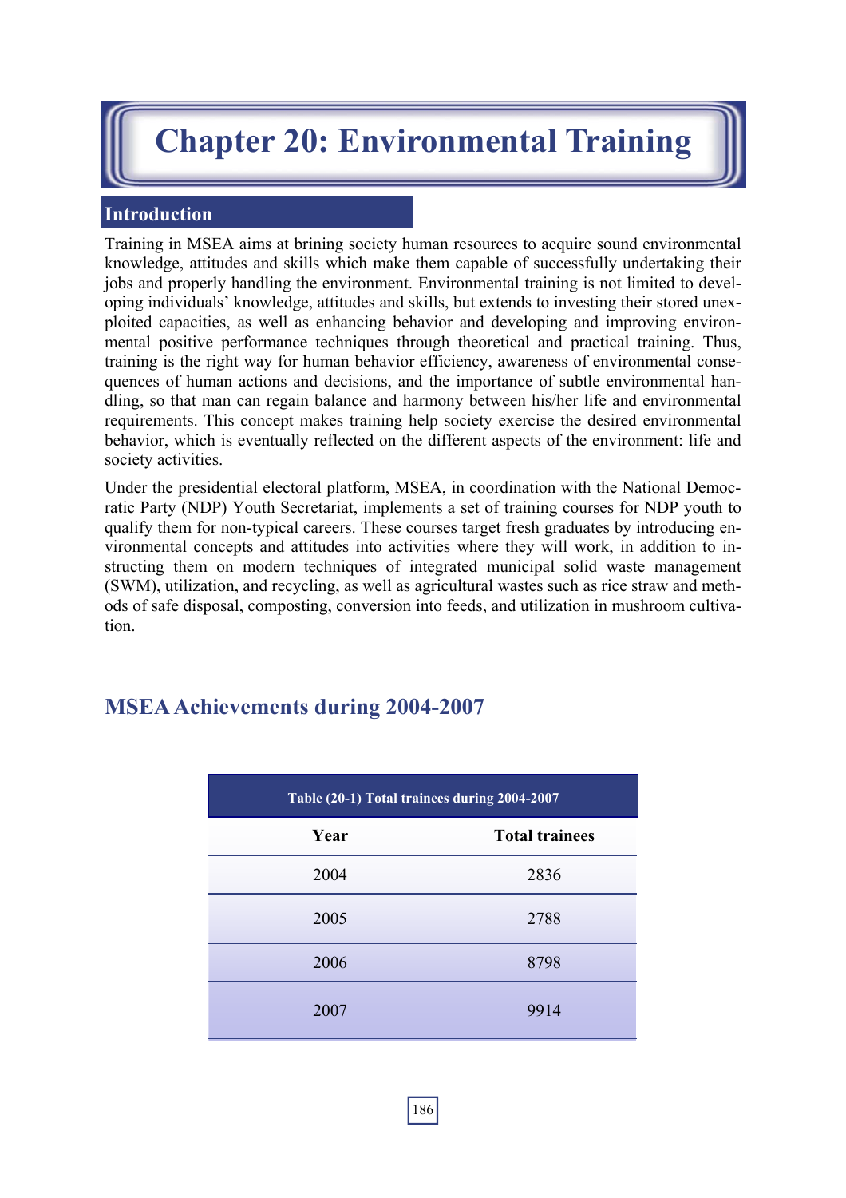# Chapter 20: Environmental Training

## Introduction

Training in MSEA aims at brining society human resources to acquire sound environmental knowledge, attitudes and skills which make them capable of successfully undertaking their jobs and properly handling the environment. Environmental training is not limited to developing individuals' knowledge, attitudes and skills, but extends to investing their stored unexploited capacities, as well as enhancing behavior and developing and improving environmental positive performance techniques through theoretical and practical training. Thus, training is the right way for human behavior efficiency, awareness of environmental consequences of human actions and decisions, and the importance of subtle environmental handling, so that man can regain balance and harmony between his/her life and environmental requirements. This concept makes training help society exercise the desired environmental behavior, which is eventually reflected on the different aspects of the environment: life and society activities.

Under the presidential electoral platform, MSEA, in coordination with the National Democratic Party (NDP) Youth Secretariat, implements a set of training courses for NDP youth to qualify them for non-typical careers. These courses target fresh graduates by introducing environmental concepts and attitudes into activities where they will work, in addition to instructing them on modern techniques of integrated municipal solid waste management (SWM), utilization, and recycling, as well as agricultural wastes such as rice straw and methods of safe disposal, composting, conversion into feeds, and utilization in mushroom cultivation.

## MSEA Achievements during 2004-2007

Table (20-1) Total trainees during 2004-2007

| Year | Total trainees |
|---|---|
| 2004 | 2836 |
| 2005 | 2788 |
| 2006 | 8798 |
| 2007 | 9914 |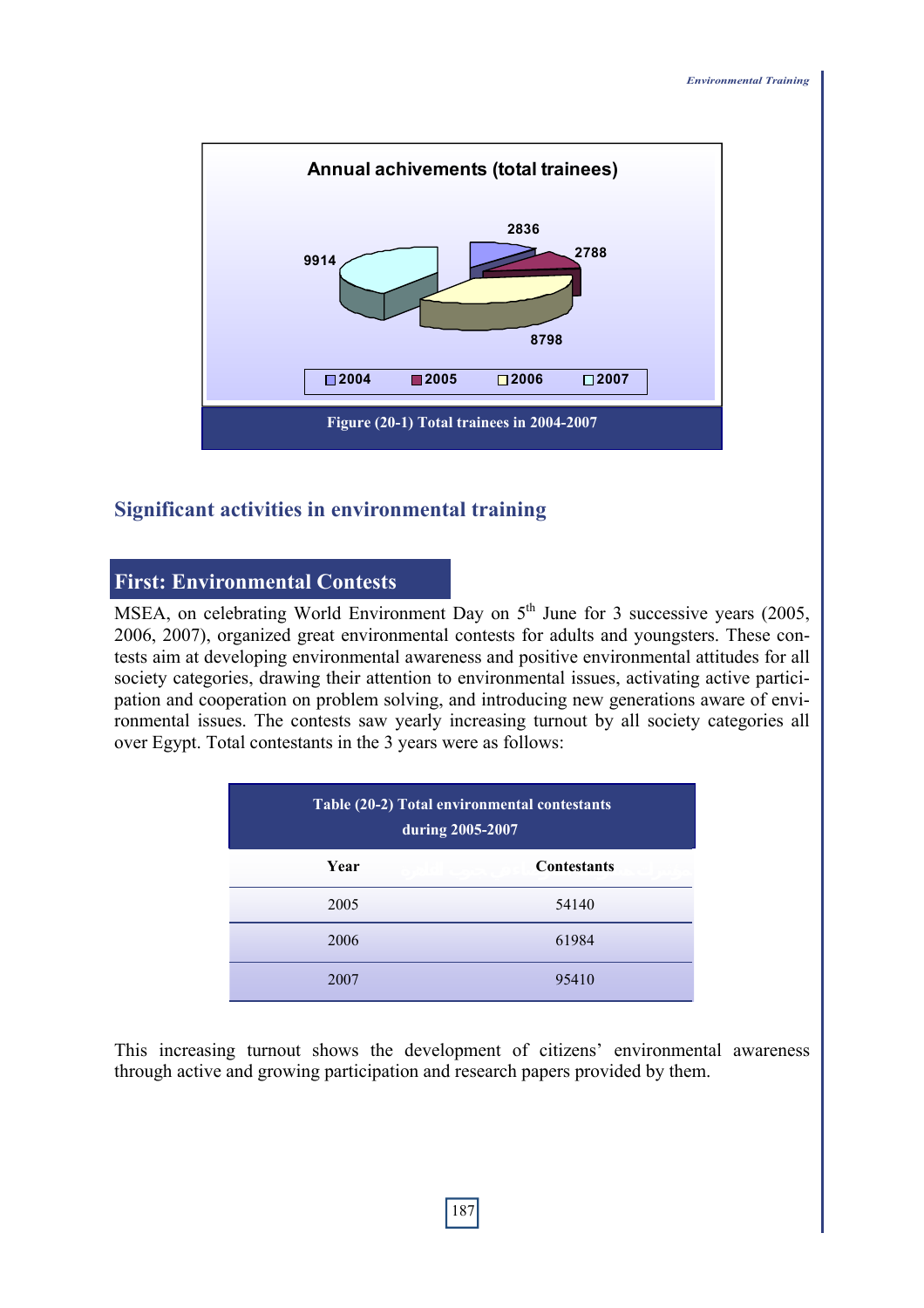Annual achivements (total trainees)

2836, 2788, 8798, 9914

2004, 2005, 2006, 2007

Figure (20-1) Total trainees in 2004-2007

## Significant activities in environmental training

### First: Environmental Contests

MSEA, on celebrating World Environment Day on 5th June for 3 successive years (2005, 2006, 2007), organized great environmental contests for adults and youngsters. These contests aim at developing environmental awareness and positive environmental attitudes for all society categories, drawing their attention to environmental issues, activating active participation and cooperation on problem solving, and introducing new generations aware of environmental issues. The contests saw yearly increasing turnout by all society categories all over Egypt. Total contestants in the 3 years were as follows:

Table (20-2) Total environmental contestants during 2005-2007

| Year | Contestants |
|---|---|
| 2005 | 54140 |
| 2006 | 61984 |
| 2007 | 95410 |

This increasing turnout shows the development of citizens' environmental awareness through active and growing participation and research papers provided by them.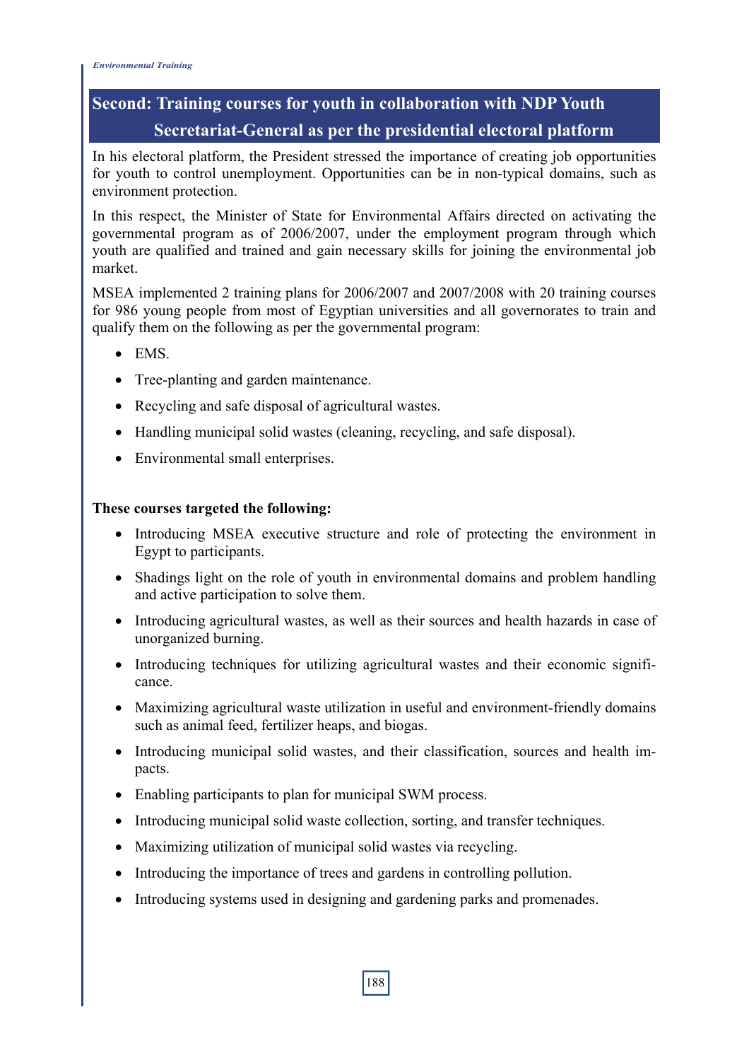## Second: Training courses for youth in collaboration with NDP Youth Secretariat-General as per the presidential electoral platform

In his electoral platform, the President stressed the importance of creating job opportunities for youth to control unemployment. Opportunities can be in non-typical domains, such as environment protection.

In this respect, the Minister of State for Environmental Affairs directed on activating the governmental program as of 2006/2007, under the employment program through which youth are qualified and trained and gain necessary skills for joining the environmental job market.

MSEA implemented 2 training plans for 2006/2007 and 2007/2008 with 20 training courses for 986 young people from most of Egyptian universities and all governorates to train and qualify them on the following as per the governmental program:

- EMS.
- Tree-planting and garden maintenance.
- Recycling and safe disposal of agricultural wastes.
- Handling municipal solid wastes (cleaning, recycling, and safe disposal).
- Environmental small enterprises.

**These courses targeted the following:**

- Introducing MSEA executive structure and role of protecting the environment in Egypt to participants.
- Shadings light on the role of youth in environmental domains and problem handling and active participation to solve them.
- Introducing agricultural wastes, as well as their sources and health hazards in case of unorganized burning.
- Introducing techniques for utilizing agricultural wastes and their economic significance.
- Maximizing agricultural waste utilization in useful and environment-friendly domains such as animal feed, fertilizer heaps, and biogas.
- Introducing municipal solid wastes, and their classification, sources and health impacts.
- Enabling participants to plan for municipal SWM process.
- Introducing municipal solid waste collection, sorting, and transfer techniques.
- Maximizing utilization of municipal solid wastes via recycling.
- Introducing the importance of trees and gardens in controlling pollution.
- Introducing systems used in designing and gardening parks and promenades.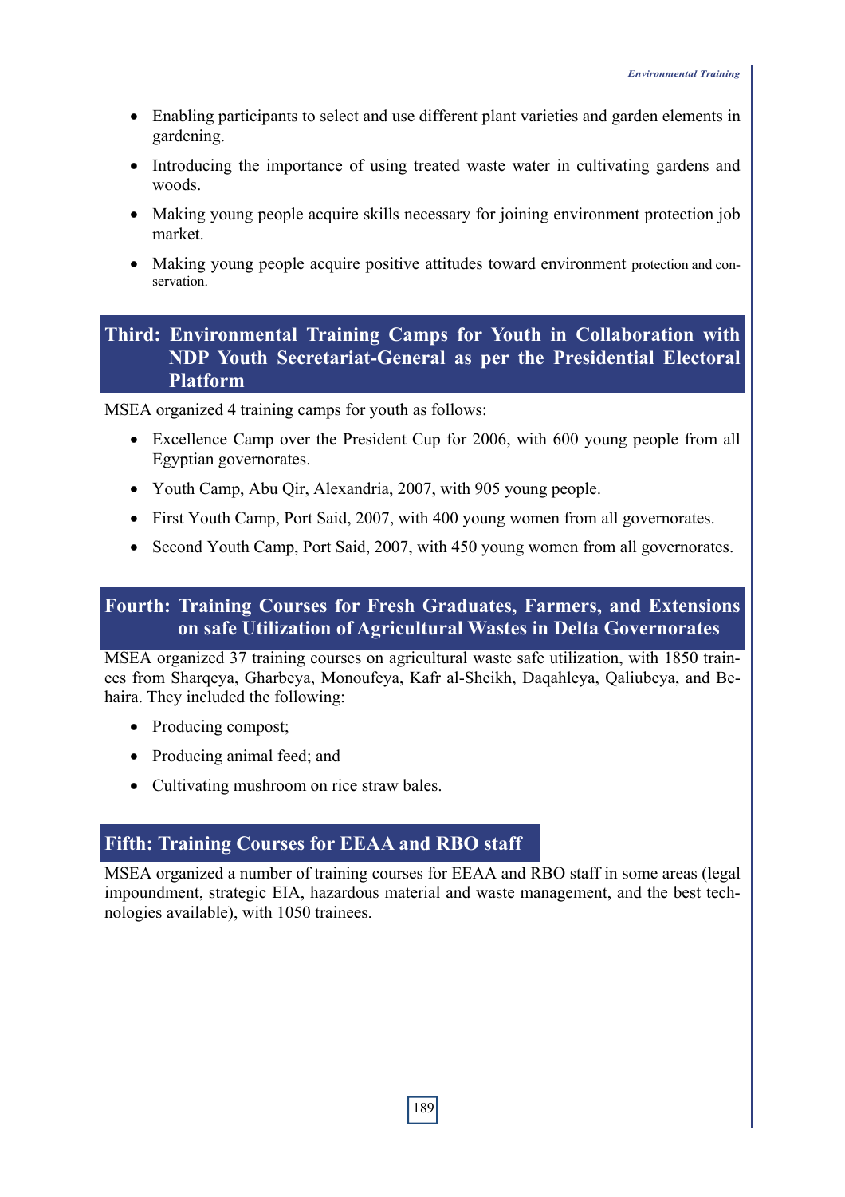- Enabling participants to select and use different plant varieties and garden elements in gardening.
- Introducing the importance of using treated waste water in cultivating gardens and woods.
- Making young people acquire skills necessary for joining environment protection job market.
- Making young people acquire positive attitudes toward environment protection and conservation.

## Third: Environmental Training Camps for Youth in Collaboration with NDP Youth Secretariat-General as per the Presidential Electoral Platform

MSEA organized 4 training camps for youth as follows:

- Excellence Camp over the President Cup for 2006, with 600 young people from all Egyptian governorates.
- Youth Camp, Abu Qir, Alexandria, 2007, with 905 young people.
- First Youth Camp, Port Said, 2007, with 400 young women from all governorates.
- Second Youth Camp, Port Said, 2007, with 450 young women from all governorates.

## Fourth: Training Courses for Fresh Graduates, Farmers, and Extensions on safe Utilization of Agricultural Wastes in Delta Governorates

MSEA organized 37 training courses on agricultural waste safe utilization, with 1850 trainees from Sharqeya, Gharbeya, Monoufeya, Kafr al-Sheikh, Daqahleya, Qaliubeya, and Behaira. They included the following:

- Producing compost;
- Producing animal feed; and
- Cultivating mushroom on rice straw bales.

## Fifth: Training Courses for EEAA and RBO staff

MSEA organized a number of training courses for EEAA and RBO staff in some areas (legal impoundment, strategic EIA, hazardous material and waste management, and the best technologies available), with 1050 trainees.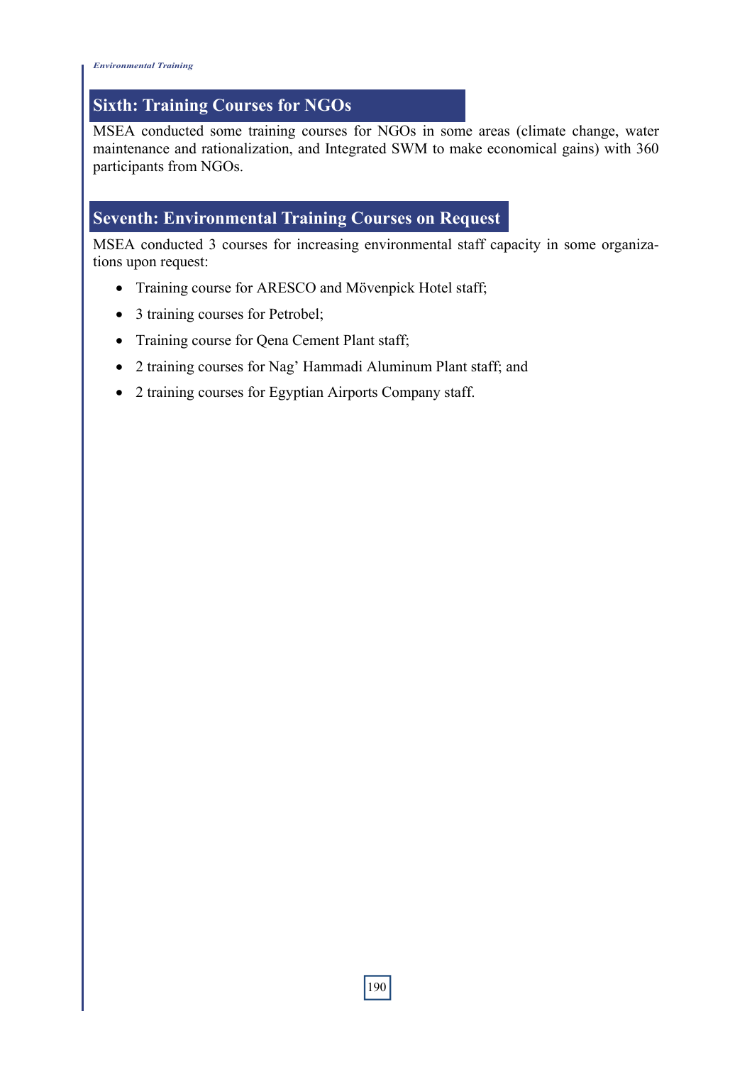## Sixth: Training Courses for NGOs

MSEA conducted some training courses for NGOs in some areas (climate change, water maintenance and rationalization, and Integrated SWM to make economical gains) with 360 participants from NGOs.

## Seventh: Environmental Training Courses on Request

MSEA conducted 3 courses for increasing environmental staff capacity in some organizations upon request:

- Training course for ARESCO and Mövenpick Hotel staff;
- 3 training courses for Petrobel;
- Training course for Qena Cement Plant staff;
- 2 training courses for Nag' Hammadi Aluminum Plant staff; and
- 2 training courses for Egyptian Airports Company staff.